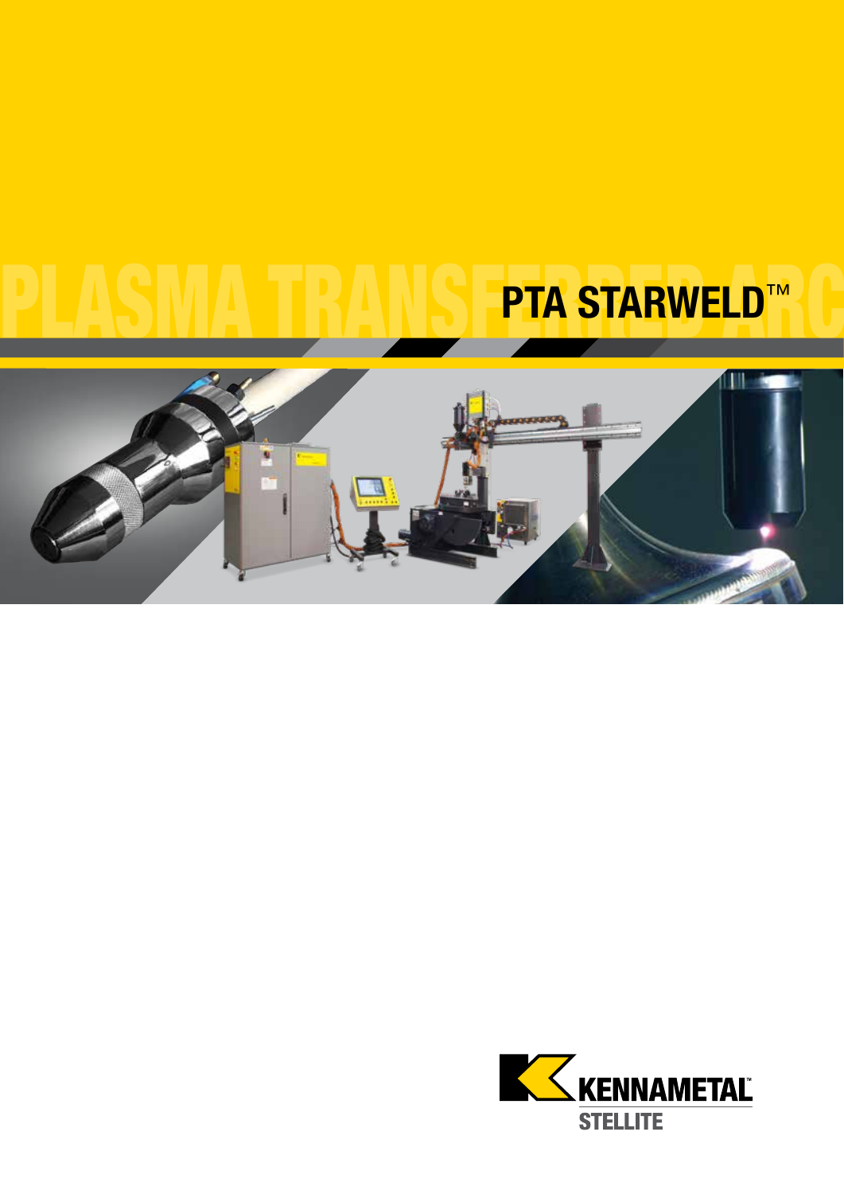PLASMA TRANSFERRED ARC

# PTA STARWELD™

KENNAMETAL

STELLITE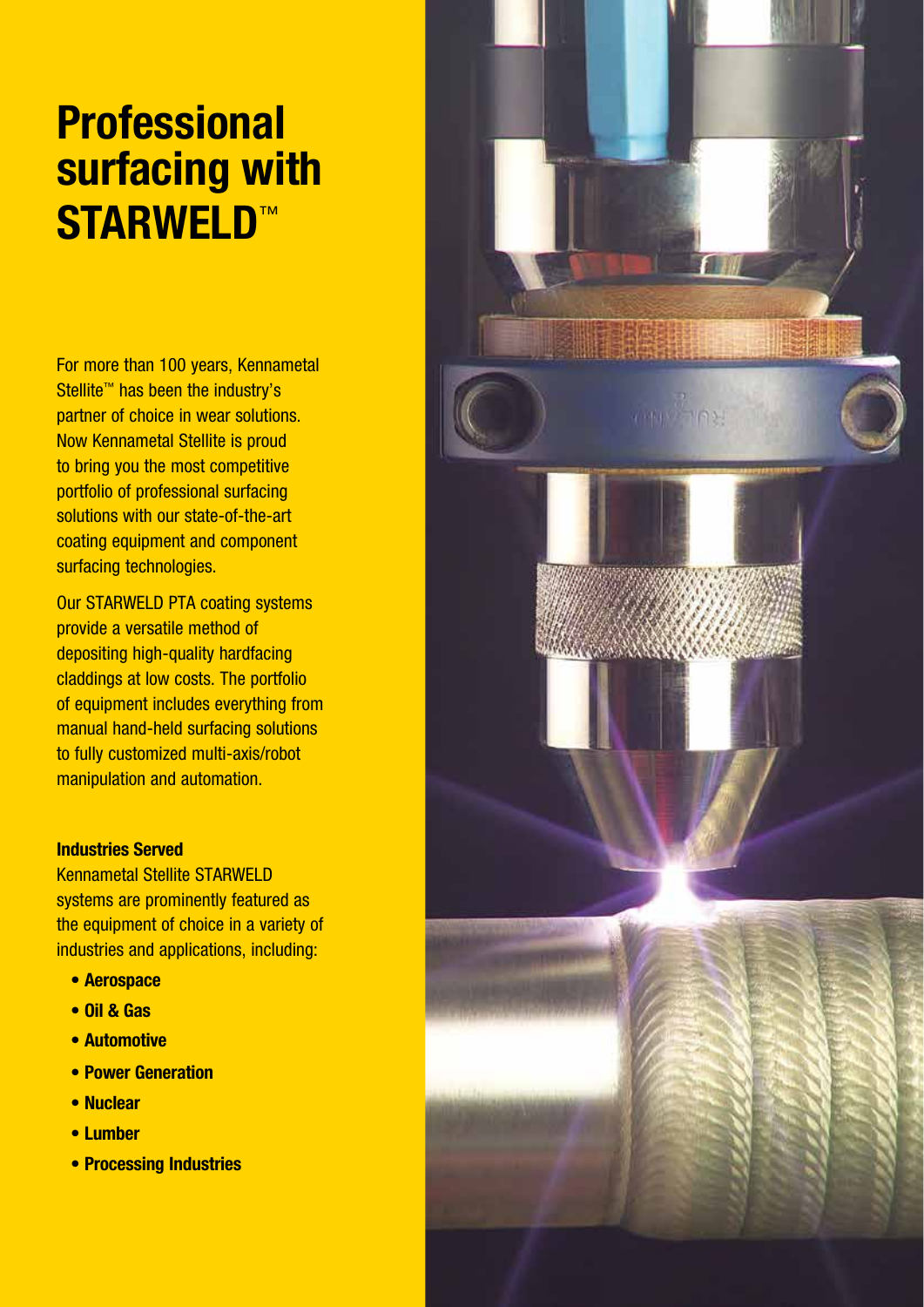# Professional surfacing with STARWELD™

For more than 100 years, Kennametal Stellite™ has been the industry's partner of choice in wear solutions. Now Kennametal Stellite is proud to bring you the most competitive portfolio of professional surfacing solutions with our state-of-the-art coating equipment and component surfacing technologies.

Our STARWELD PTA coating systems provide a versatile method of depositing high-quality hardfacing claddings at low costs. The portfolio of equipment includes everything from manual hand-held surfacing solutions to fully customized multi-axis/robot manipulation and automation.

**Industries Served**

Kennametal Stellite STARWELD systems are prominently featured as the equipment of choice in a variety of industries and applications, including:

- **Aerospace**
- **Oil & Gas**
- **Automotive**
- **Power Generation**
- **Nuclear**
- **Lumber**
- **Processing Industries**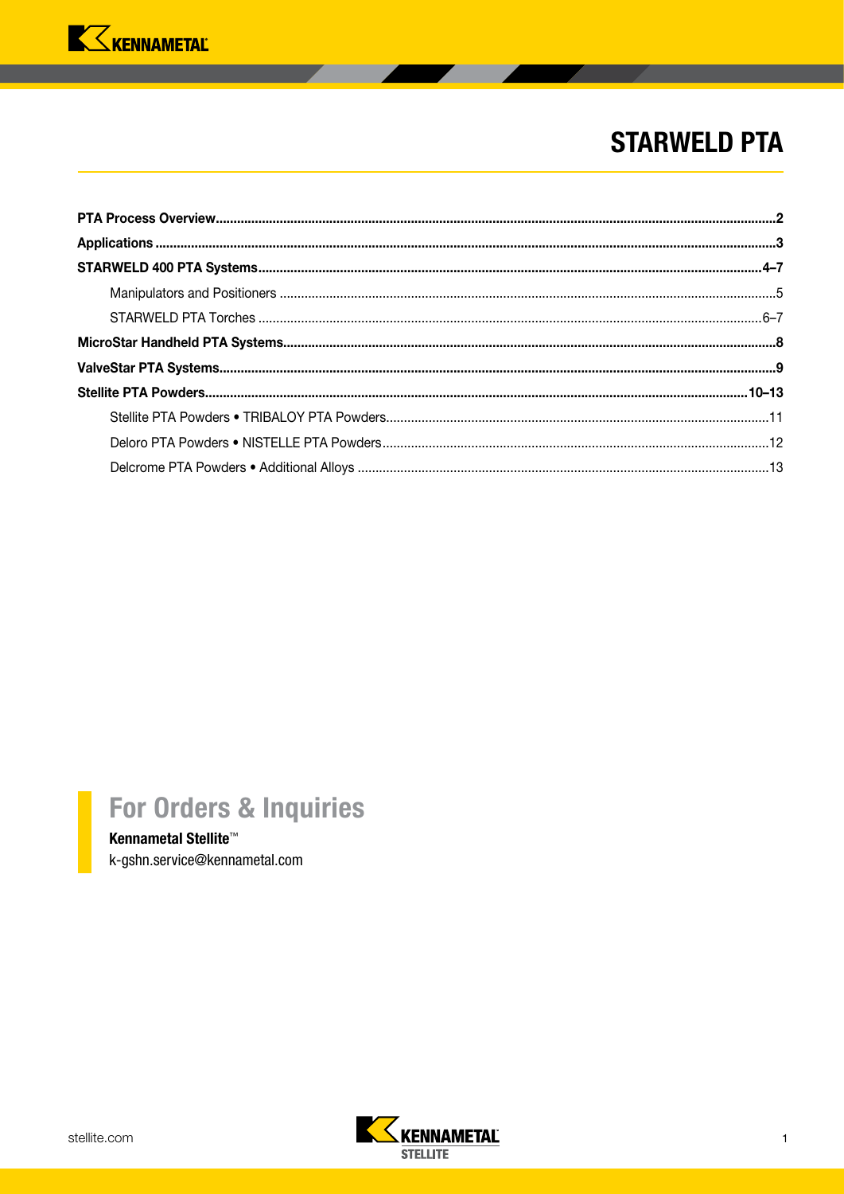# STARWELD PTA

**PTA Process Overview** ..... **2**

**Applications** ..... **3**

**STARWELD 400 PTA Systems** ..... **4–7**

- Manipulators and Positioners ..... 5
- STARWELD PTA Torches ..... 6–7

**MicroStar Handheld PTA Systems** ..... **8**

**ValveStar PTA Systems** ..... **9**

**Stellite PTA Powders** ..... **10–13**

- Stellite PTA Powders • TRIBALOY PTA Powders ..... 11
- Deloro PTA Powders • NISTELLE PTA Powders ..... 12
- Delcrome PTA Powders • Additional Alloys ..... 13

## For Orders & Inquiries

**Kennametal Stellite™**
k-gshn.service@kennametal.com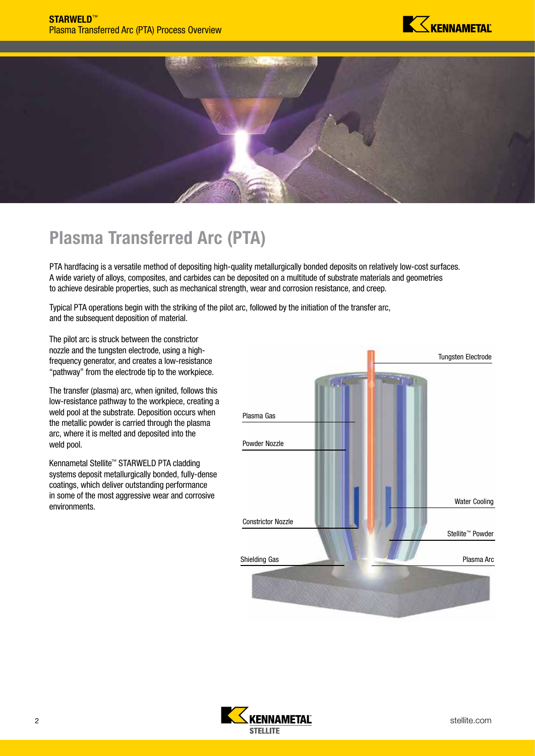# Plasma Transferred Arc (PTA)

PTA hardfacing is a versatile method of depositing high-quality metallurgically bonded deposits on relatively low-cost surfaces. A wide variety of alloys, composites, and carbides can be deposited on a multitude of substrate materials and geometries to achieve desirable properties, such as mechanical strength, wear and corrosion resistance, and creep.

Typical PTA operations begin with the striking of the pilot arc, followed by the initiation of the transfer arc, and the subsequent deposition of material.

The pilot arc is struck between the constrictor nozzle and the tungsten electrode, using a high-frequency generator, and creates a low-resistance "pathway" from the electrode tip to the workpiece.

The transfer (plasma) arc, when ignited, follows this low-resistance pathway to the workpiece, creating a weld pool at the substrate. Deposition occurs when the metallic powder is carried through the plasma arc, where it is melted and deposited into the weld pool.

Kennametal Stellite™ STARWELD PTA cladding systems deposit metallurgically bonded, fully-dense coatings, which deliver outstanding performance in some of the most aggressive wear and corrosive environments.

Tungsten Electrode

Plasma Gas

Powder Nozzle

Water Cooling

Constrictor Nozzle

Stellite™ Powder

Shielding Gas

Plasma Arc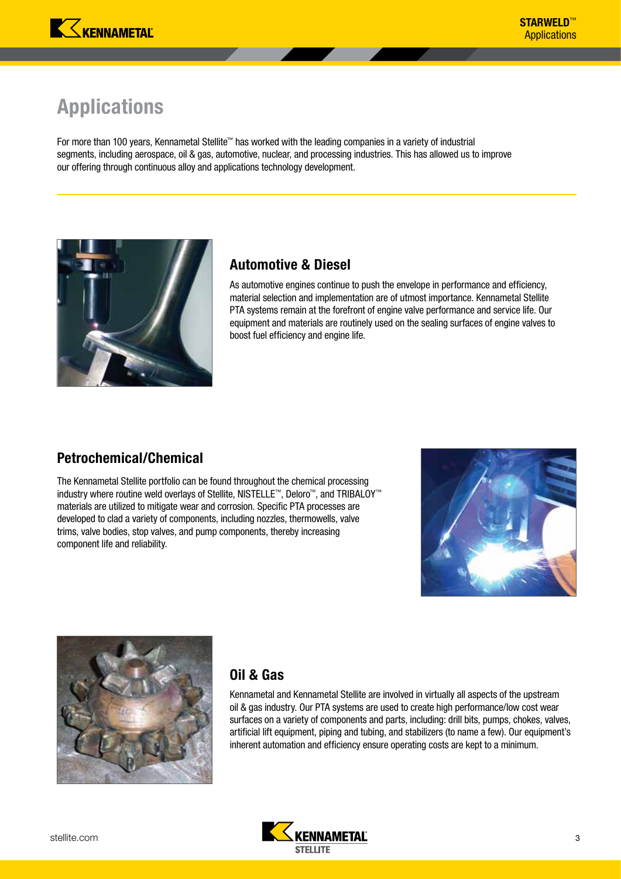# Applications

For more than 100 years, Kennametal Stellite™ has worked with the leading companies in a variety of industrial segments, including aerospace, oil & gas, automotive, nuclear, and processing industries. This has allowed us to improve our offering through continuous alloy and applications technology development.

## Automotive & Diesel

As automotive engines continue to push the envelope in performance and efficiency, material selection and implementation are of utmost importance. Kennametal Stellite PTA systems remain at the forefront of engine valve performance and service life. Our equipment and materials are routinely used on the sealing surfaces of engine valves to boost fuel efficiency and engine life.

## Petrochemical/Chemical

The Kennametal Stellite portfolio can be found throughout the chemical processing industry where routine weld overlays of Stellite, NISTELLE™, Deloro™, and TRIBALOY™ materials are utilized to mitigate wear and corrosion. Specific PTA processes are developed to clad a variety of components, including nozzles, thermowells, valve trims, valve bodies, stop valves, and pump components, thereby increasing component life and reliability.

## Oil & Gas

Kennametal and Kennametal Stellite are involved in virtually all aspects of the upstream oil & gas industry. Our PTA systems are used to create high performance/low cost wear surfaces on a variety of components and parts, including: drill bits, pumps, chokes, valves, artificial lift equipment, piping and tubing, and stabilizers (to name a few). Our equipment's inherent automation and efficiency ensure operating costs are kept to a minimum.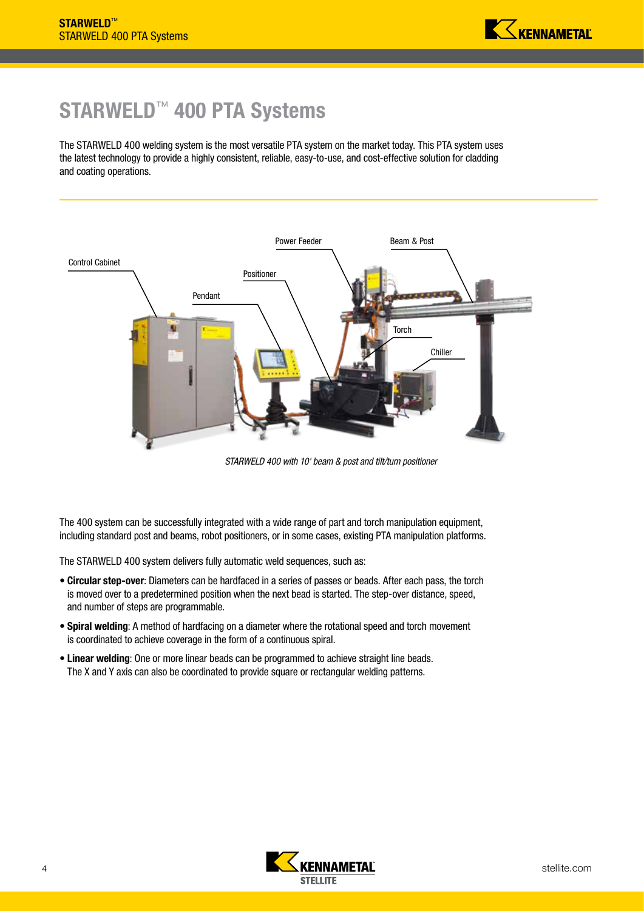# STARWELD™ 400 PTA Systems

The STARWELD 400 welding system is the most versatile PTA system on the market today. This PTA system uses the latest technology to provide a highly consistent, reliable, easy-to-use, and cost-effective solution for cladding and coating operations.

Control Cabinet

Pendant

Positioner

Power Feeder

Beam & Post

Torch

Chiller

*STARWELD 400 with 10' beam & post and tilt/turn positioner*

The 400 system can be successfully integrated with a wide range of part and torch manipulation equipment, including standard post and beams, robot positioners, or in some cases, existing PTA manipulation platforms.

The STARWELD 400 system delivers fully automatic weld sequences, such as:

- **Circular step-over**: Diameters can be hardfaced in a series of passes or beads. After each pass, the torch is moved over to a predetermined position when the next bead is started. The step-over distance, speed, and number of steps are programmable.
- **Spiral welding**: A method of hardfacing on a diameter where the rotational speed and torch movement is coordinated to achieve coverage in the form of a continuous spiral.
- **Linear welding**: One or more linear beads can be programmed to achieve straight line beads. The X and Y axis can also be coordinated to provide square or rectangular welding patterns.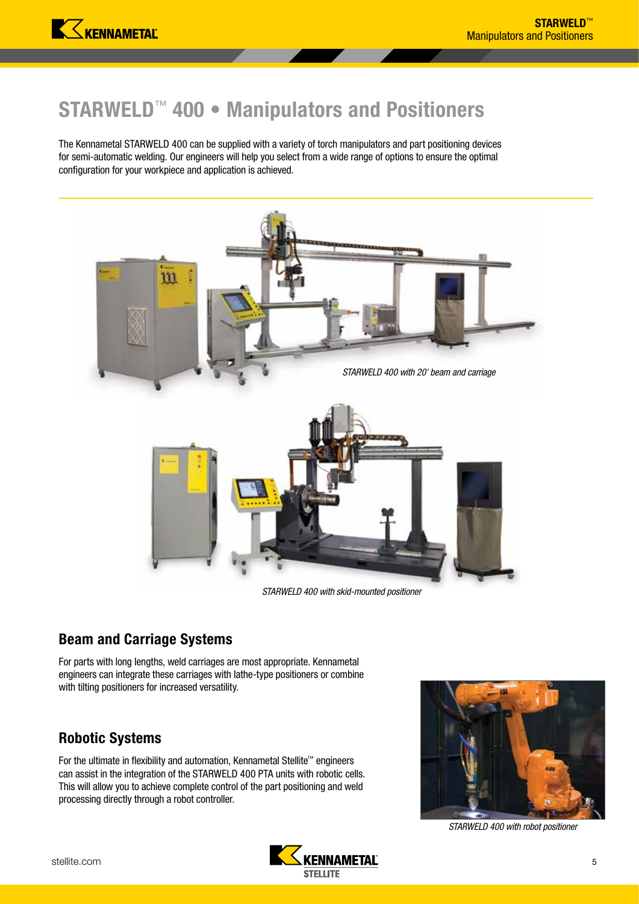# STARWELD™ 400 • Manipulators and Positioners

The Kennametal STARWELD 400 can be supplied with a variety of torch manipulators and part positioning devices for semi-automatic welding. Our engineers will help you select from a wide range of options to ensure the optimal configuration for your workpiece and application is achieved.

*STARWELD 400 with 20' beam and carriage*

*STARWELD 400 with skid-mounted positioner*

## Beam and Carriage Systems

For parts with long lengths, weld carriages are most appropriate. Kennametal engineers can integrate these carriages with lathe-type positioners or combine with tilting positioners for increased versatility.

## Robotic Systems

For the ultimate in flexibility and automation, Kennametal Stellite™ engineers can assist in the integration of the STARWELD 400 PTA units with robotic cells. This will allow you to achieve complete control of the part positioning and weld processing directly through a robot controller.

*STARWELD 400 with robot positioner*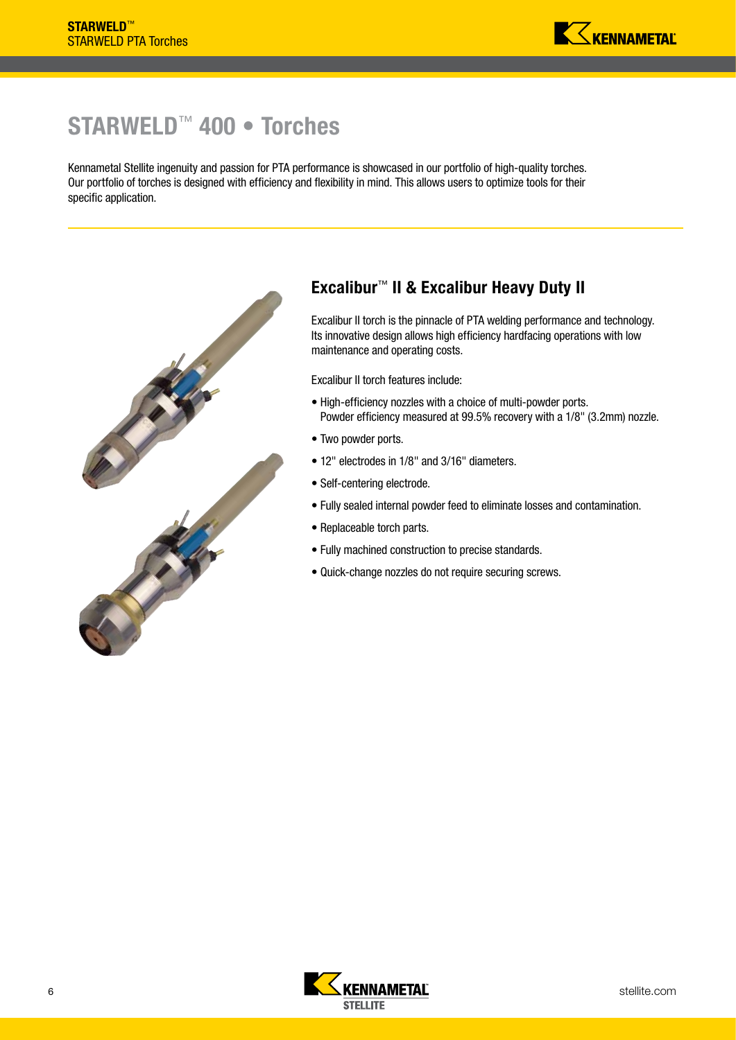# STARWELD™ 400 • Torches

Kennametal Stellite ingenuity and passion for PTA performance is showcased in our portfolio of high-quality torches. Our portfolio of torches is designed with efficiency and flexibility in mind. This allows users to optimize tools for their specific application.

## Excalibur™ II & Excalibur Heavy Duty II

Excalibur II torch is the pinnacle of PTA welding performance and technology. Its innovative design allows high efficiency hardfacing operations with low maintenance and operating costs.

Excalibur II torch features include:

- High-efficiency nozzles with a choice of multi-powder ports. Powder efficiency measured at 99.5% recovery with a 1/8" (3.2mm) nozzle.
- Two powder ports.
- 12" electrodes in 1/8" and 3/16" diameters.
- Self-centering electrode.
- Fully sealed internal powder feed to eliminate losses and contamination.
- Replaceable torch parts.
- Fully machined construction to precise standards.
- Quick-change nozzles do not require securing screws.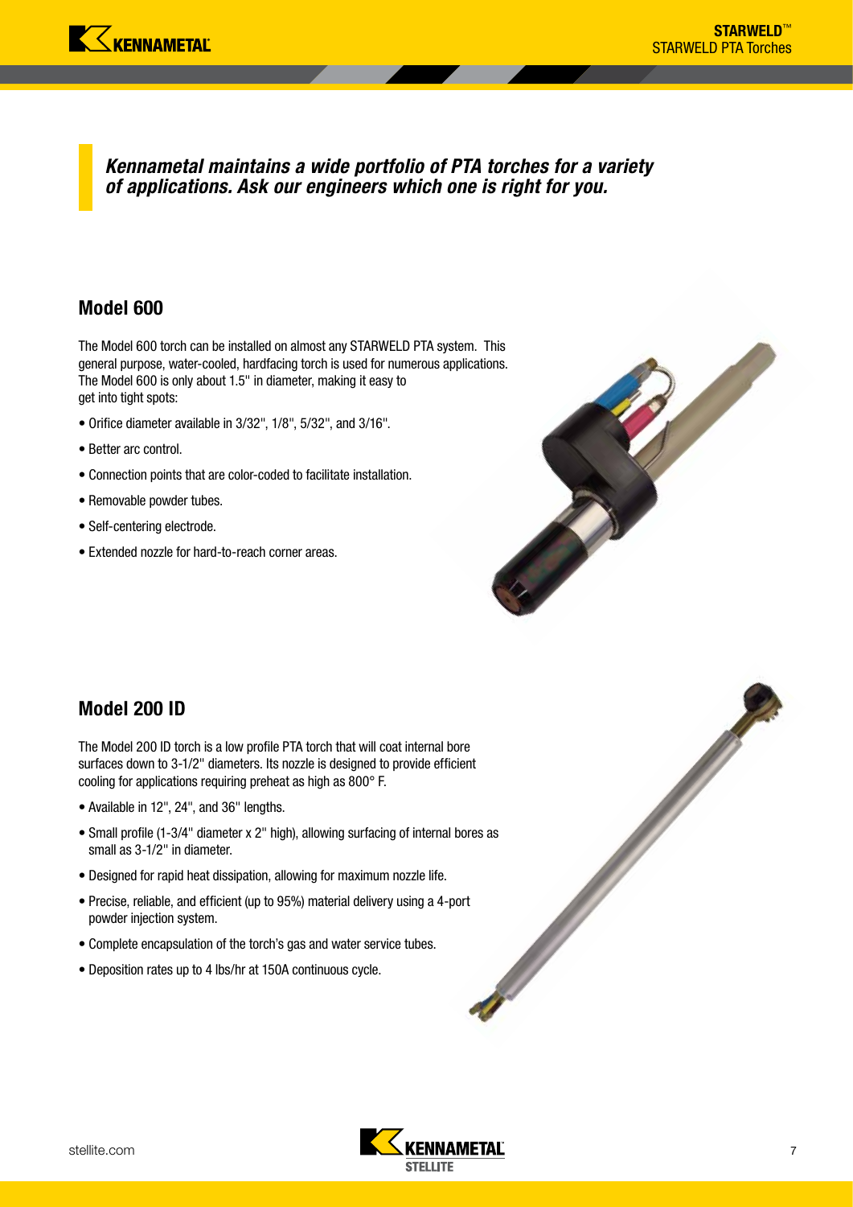*Kennametal maintains a wide portfolio of PTA torches for a variety of applications. Ask our engineers which one is right for you.*

## Model 600

The Model 600 torch can be installed on almost any STARWELD PTA system. This general purpose, water-cooled, hardfacing torch is used for numerous applications. The Model 600 is only about 1.5" in diameter, making it easy to get into tight spots:

- Orifice diameter available in 3/32", 1/8", 5/32", and 3/16".
- Better arc control.
- Connection points that are color-coded to facilitate installation.
- Removable powder tubes.
- Self-centering electrode.
- Extended nozzle for hard-to-reach corner areas.

## Model 200 ID

The Model 200 ID torch is a low profile PTA torch that will coat internal bore surfaces down to 3-1/2" diameters. Its nozzle is designed to provide efficient cooling for applications requiring preheat as high as 800° F.

- Available in 12", 24", and 36" lengths.
- Small profile (1-3/4" diameter x 2" high), allowing surfacing of internal bores as small as 3-1/2" in diameter.
- Designed for rapid heat dissipation, allowing for maximum nozzle life.
- Precise, reliable, and efficient (up to 95%) material delivery using a 4-port powder injection system.
- Complete encapsulation of the torch's gas and water service tubes.
- Deposition rates up to 4 lbs/hr at 150A continuous cycle.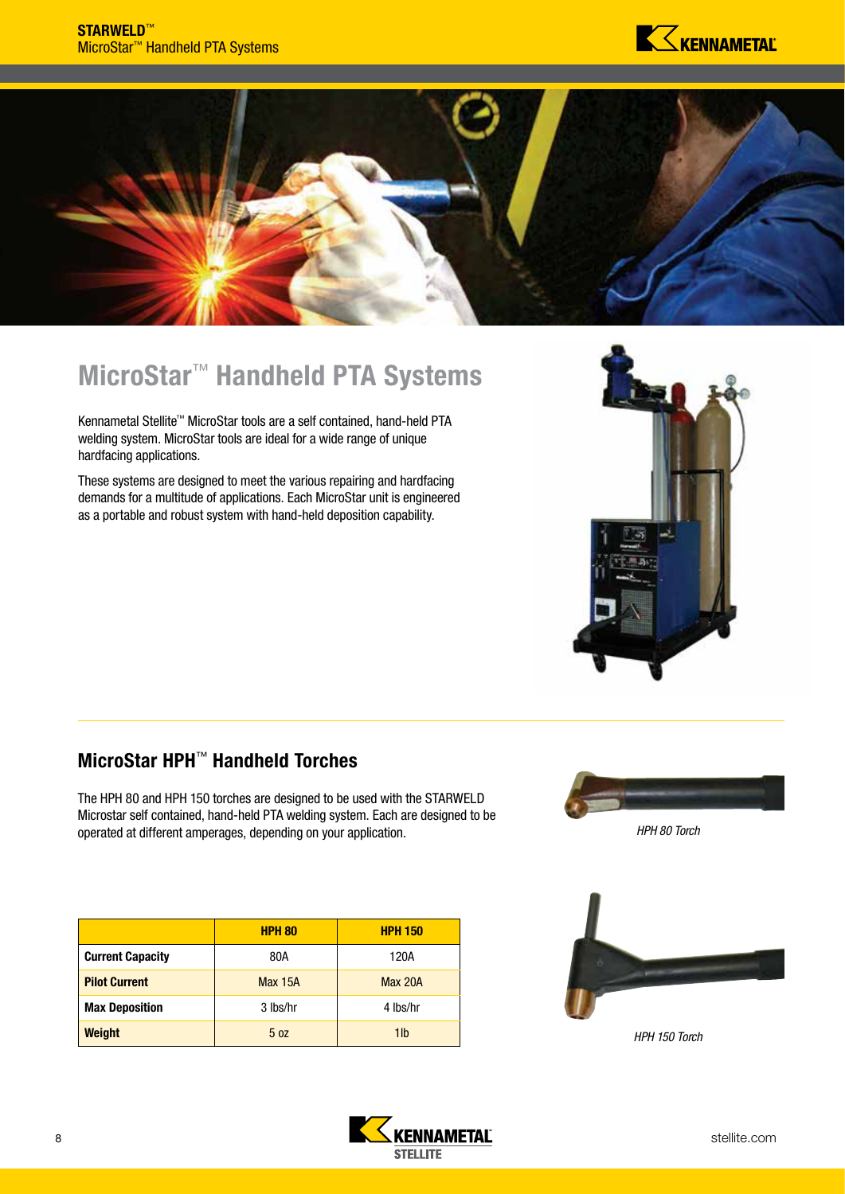# MicroStar™ Handheld PTA Systems

Kennametal Stellite™ MicroStar tools are a self contained, hand-held PTA welding system. MicroStar tools are ideal for a wide range of unique hardfacing applications.

These systems are designed to meet the various repairing and hardfacing demands for a multitude of applications. Each MicroStar unit is engineered as a portable and robust system with hand-held deposition capability.

## MicroStar HPH™ Handheld Torches

The HPH 80 and HPH 150 torches are designed to be used with the STARWELD Microstar self contained, hand-held PTA welding system. Each are designed to be operated at different amperages, depending on your application.

*HPH 80 Torch*

*HPH 150 Torch*

| | HPH 80 | HPH 150 |
|---|---|---|
| **Current Capacity** | 80A | 120A |
| **Pilot Current** | Max 15A | Max 20A |
| **Max Deposition** | 3 lbs/hr | 4 lbs/hr |
| **Weight** | 5 oz | 1lb |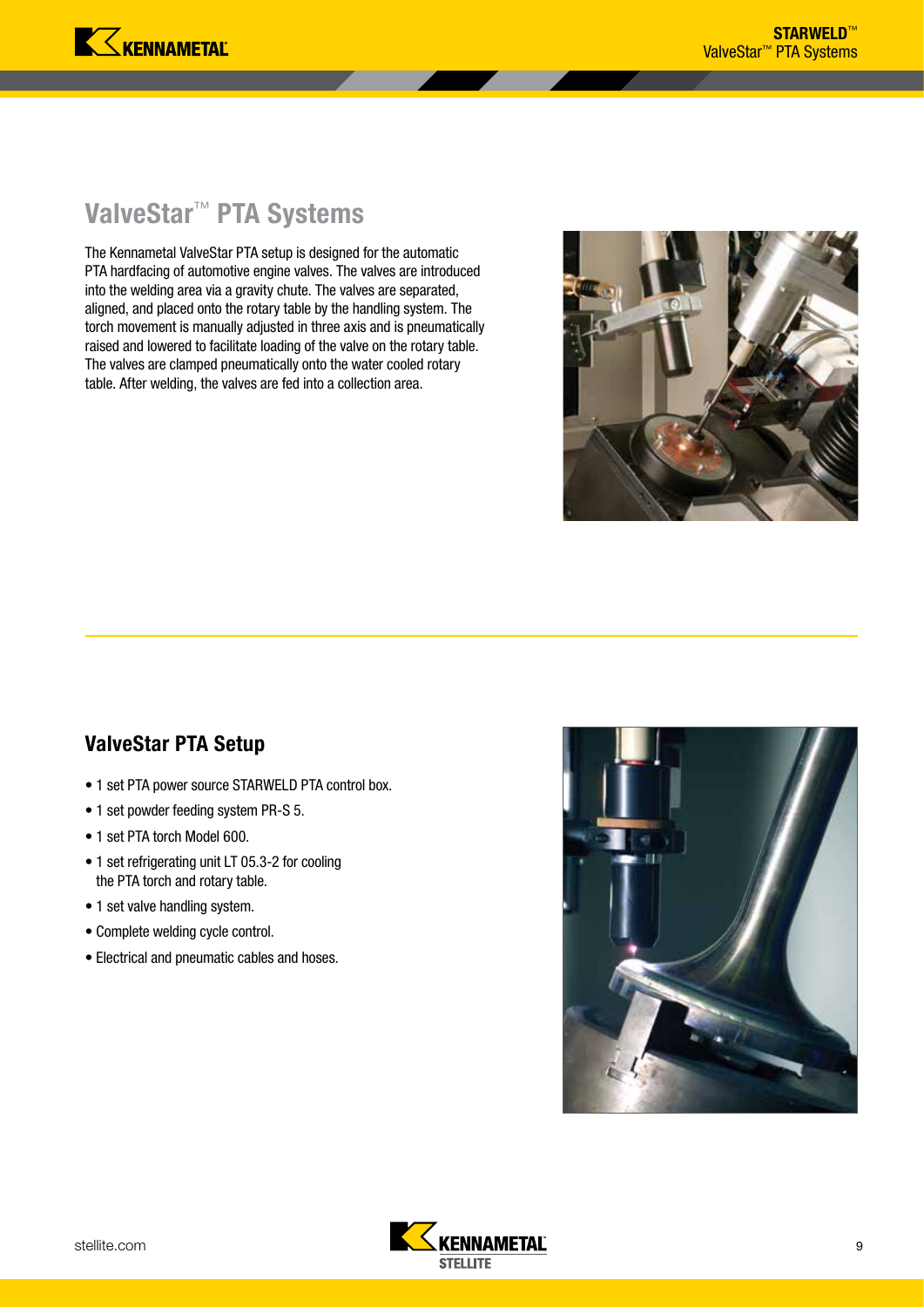## ValveStar™ PTA Systems

The Kennametal ValveStar PTA setup is designed for the automatic PTA hardfacing of automotive engine valves. The valves are introduced into the welding area via a gravity chute. The valves are separated, aligned, and placed onto the rotary table by the handling system. The torch movement is manually adjusted in three axis and is pneumatically raised and lowered to facilitate loading of the valve on the rotary table. The valves are clamped pneumatically onto the water cooled rotary table. After welding, the valves are fed into a collection area.

### ValveStar PTA Setup

- 1 set PTA power source STARWELD PTA control box.
- 1 set powder feeding system PR-S 5.
- 1 set PTA torch Model 600.
- 1 set refrigerating unit LT 05.3-2 for cooling the PTA torch and rotary table.
- 1 set valve handling system.
- Complete welding cycle control.
- Electrical and pneumatic cables and hoses.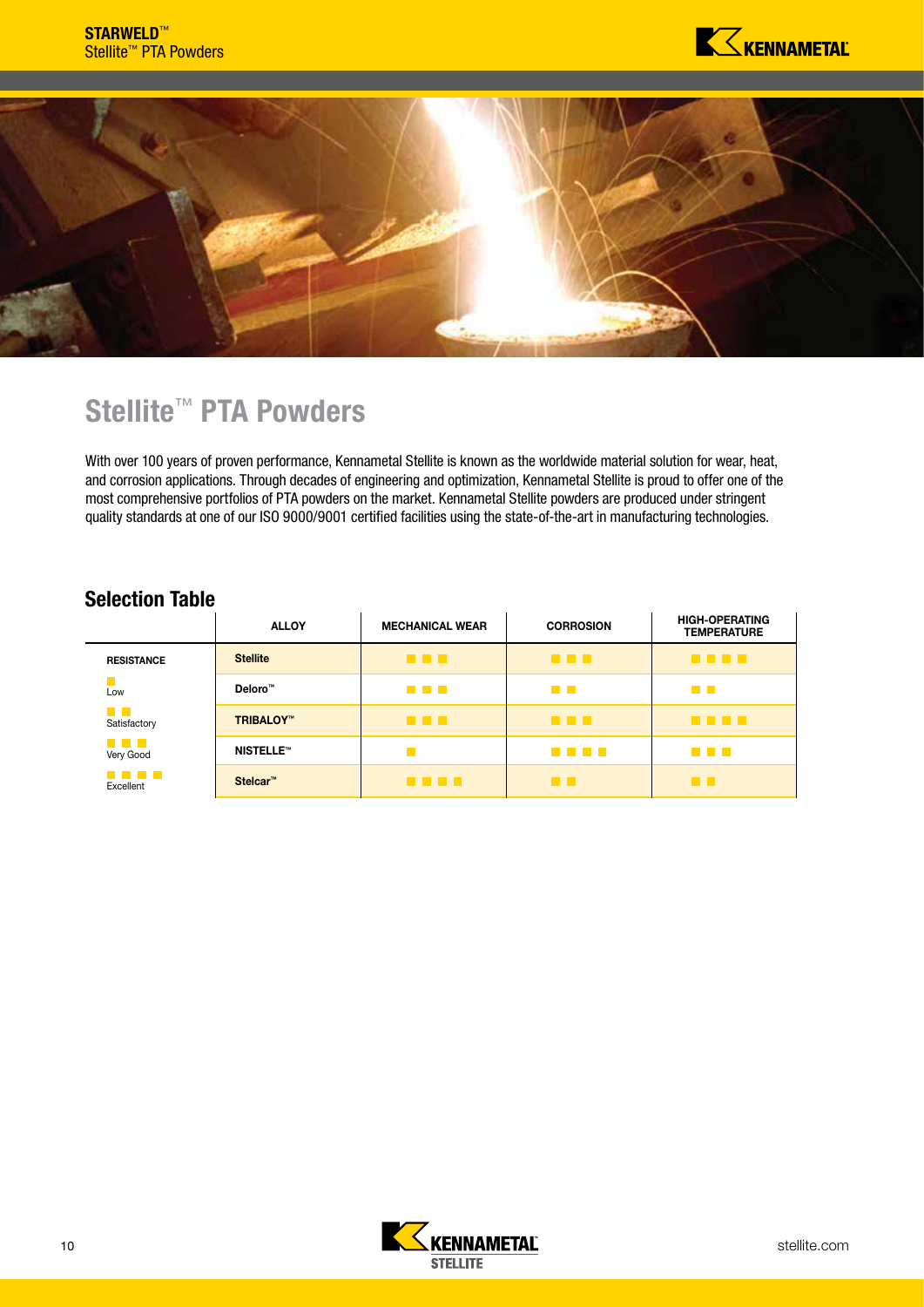# Stellite™ PTA Powders

With over 100 years of proven performance, Kennametal Stellite is known as the worldwide material solution for wear, heat, and corrosion applications. Through decades of engineering and optimization, Kennametal Stellite is proud to offer one of the most comprehensive portfolios of PTA powders on the market. Kennametal Stellite powders are produced under stringent quality standards at one of our ISO 9000/9001 certified facilities using the state-of-the-art in manufacturing technologies.

## Selection Table

| ALLOY | MECHANICAL WEAR | CORROSION | HIGH-OPERATING TEMPERATURE |
|---|---|---|---|
| Stellite | ■ ■ ■ | ■ ■ ■ | ■ ■ ■ ■ |
| Deloro™ | ■ ■ ■ | ■ ■ | ■ ■ |
| TRIBALOY™ | ■ ■ ■ | ■ ■ ■ | ■ ■ ■ ■ |
| NISTELLE™ | ■ | ■ ■ ■ ■ | ■ ■ ■ |
| Stelcar™ | ■ ■ ■ ■ | ■ ■ | ■ ■ |

**RESISTANCE**

- ■ Low
- ■ ■ Satisfactory
- ■ ■ ■ Very Good
- ■ ■ ■ ■ Excellent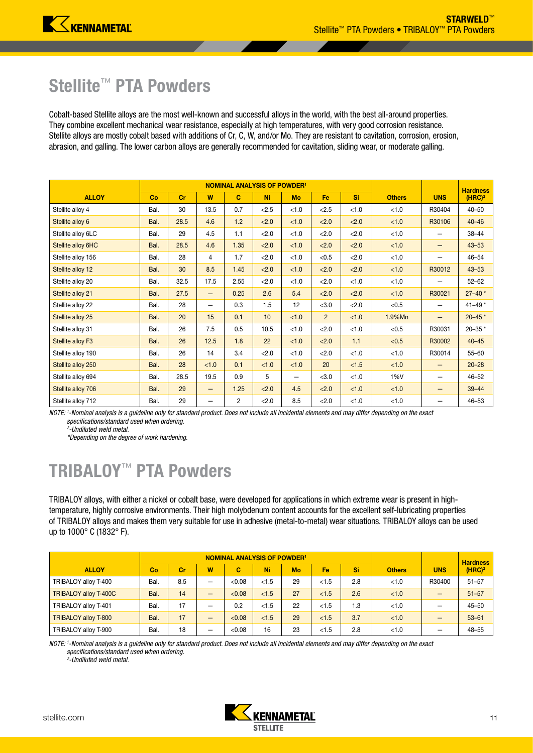# Stellite™ PTA Powders

Cobalt-based Stellite alloys are the most well-known and successful alloys in the world, with the best all-around properties. They combine excellent mechanical wear resistance, especially at high temperatures, with very good corrosion resistance. Stellite alloys are mostly cobalt based with additions of Cr, C, W, and/or Mo. They are resistant to cavitation, corrosion, erosion, abrasion, and galling. The lower carbon alloys are generally recommended for cavitation, sliding wear, or moderate galling.

| | NOMINAL ANALYSIS OF POWDER[1] | | | | | | | | | | |
|---|---|---|---|---|---|---|---|---|---|---|---|
| **ALLOY** | **Co** | **Cr** | **W** | **C** | **Ni** | **Mo** | **Fe** | **Si** | **Others** | **UNS** | **Hardness (HRC)[2]** |
| Stellite alloy 4 | Bal. | 30 | 13.5 | 0.7 | <2.5 | <1.0 | <2.5 | <1.0 | <1.0 | R30404 | 40–50 |
| Stellite alloy 6 | Bal. | 28.5 | 4.6 | 1.2 | <2.0 | <1.0 | <2.0 | <2.0 | <1.0 | R30106 | 40–46 |
| Stellite alloy 6LC | Bal. | 29 | 4.5 | 1.1 | <2.0 | <1.0 | <2.0 | <2.0 | <1.0 | – | 38–44 |
| Stellite alloy 6HC | Bal. | 28.5 | 4.6 | 1.35 | <2.0 | <1.0 | <2.0 | <2.0 | <1.0 | – | 43–53 |
| Stellite alloy 156 | Bal. | 28 | 4 | 1.7 | <2.0 | <1.0 | <0.5 | <2.0 | <1.0 | – | 46–54 |
| Stellite alloy 12 | Bal. | 30 | 8.5 | 1.45 | <2.0 | <1.0 | <2.0 | <2.0 | <1.0 | R30012 | 43–53 |
| Stellite alloy 20 | Bal. | 32.5 | 17.5 | 2.55 | <2.0 | <1.0 | <2.0 | <1.0 | <1.0 | – | 52–62 |
| Stellite alloy 21 | Bal. | 27.5 | – | 0.25 | 2.6 | 5.4 | <2.0 | <2.0 | <1.0 | R30021 | 27–40 * |
| Stellite alloy 22 | Bal. | 28 | – | 0.3 | 1.5 | 12 | <3.0 | <2.0 | <0.5 | – | 41–49 * |
| Stellite alloy 25 | Bal. | 20 | 15 | 0.1 | 10 | <1.0 | 2 | <1.0 | 1.9%Mn | – | 20–45 * |
| Stellite alloy 31 | Bal. | 26 | 7.5 | 0.5 | 10.5 | <1.0 | <2.0 | <1.0 | <0.5 | R30031 | 20–35 * |
| Stellite alloy F3 | Bal. | 26 | 12.5 | 1.8 | 22 | <1.0 | <2.0 | 1.1 | <0.5 | R30002 | 40–45 |
| Stellite alloy 190 | Bal. | 26 | 14 | 3.4 | <2.0 | <1.0 | <2.0 | <1.0 | <1.0 | R30014 | 55–60 |
| Stellite alloy 250 | Bal. | 28 | <1.0 | 0.1 | <1.0 | <1.0 | 20 | <1.5 | <1.0 | – | 20–28 |
| Stellite alloy 694 | Bal. | 28.5 | 19.5 | 0.9 | 5 | – | <3.0 | <1.0 | 1%V | – | 46–52 |
| Stellite alloy 706 | Bal. | 29 | – | 1.25 | <2.0 | 4.5 | <2.0 | <1.0 | <1.0 | – | 39–44 |
| Stellite alloy 712 | Bal. | 29 | – | 2 | <2.0 | 8.5 | <2.0 | <1.0 | <1.0 | – | 46–53 |

*NOTE: [1]-Nominal analysis is a guideline only for standard product. Does not include all incidental elements and may differ depending on the exact specifications/standard used when ordering.*
*[2]-Undiluted weld metal.*
*\*Depending on the degree of work hardening.*

# TRIBALOY™ PTA Powders

TRIBALOY alloys, with either a nickel or cobalt base, were developed for applications in which extreme wear is present in high-temperature, highly corrosive environments. Their high molybdenum content accounts for the excellent self-lubricating properties of TRIBALOY alloys and makes them very suitable for use in adhesive (metal-to-metal) wear situations. TRIBALOY alloys can be used up to 1000° C (1832° F).

| | NOMINAL ANALYSIS OF POWDER[1] | | | | | | | | | | |
|---|---|---|---|---|---|---|---|---|---|---|---|
| **ALLOY** | **Co** | **Cr** | **W** | **C** | **Ni** | **Mo** | **Fe** | **Si** | **Others** | **UNS** | **Hardness (HRC)[2]** |
| TRIBALOY alloy T-400 | Bal. | 8.5 | – | <0.08 | <1.5 | 29 | <1.5 | 2.8 | <1.0 | R30400 | 51–57 |
| TRIBALOY alloy T-400C | Bal. | 14 | – | <0.08 | <1.5 | 27 | <1.5 | 2.6 | <1.0 | – | 51–57 |
| TRIBALOY alloy T-401 | Bal. | 17 | – | 0.2 | <1.5 | 22 | <1.5 | 1.3 | <1.0 | – | 45–50 |
| TRIBALOY alloy T-800 | Bal. | 17 | – | <0.08 | <1.5 | 29 | <1.5 | 3.7 | <1.0 | – | 53–61 |
| TRIBALOY alloy T-900 | Bal. | 18 | – | <0.08 | 16 | 23 | <1.5 | 2.8 | <1.0 | – | 48–55 |

*NOTE: [1]-Nominal analysis is a guideline only for standard product. Does not include all incidental elements and may differ depending on the exact specifications/standard used when ordering.*
*[2]-Undiluted weld metal.*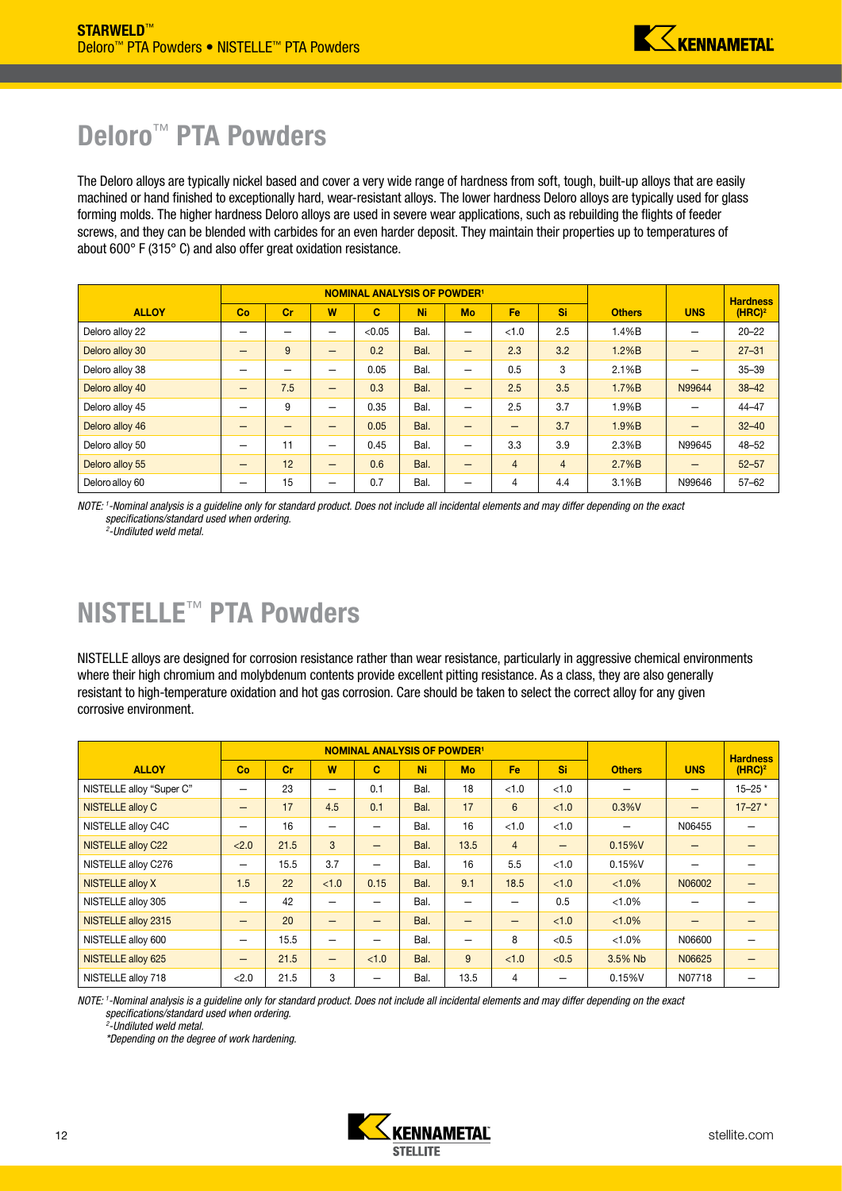# Deloro™ PTA Powders

The Deloro alloys are typically nickel based and cover a very wide range of hardness from soft, tough, built-up alloys that are easily machined or hand finished to exceptionally hard, wear-resistant alloys. The lower hardness Deloro alloys are typically used for glass forming molds. The higher hardness Deloro alloys are used in severe wear applications, such as rebuilding the flights of feeder screws, and they can be blended with carbides for an even harder deposit. They maintain their properties up to temperatures of about 600° F (315° C) and also offer great oxidation resistance.

| | NOMINAL ANALYSIS OF POWDER[1] | | | | | | | | | | Hardness |
|---|---|---|---|---|---|---|---|---|---|---|---|
| ALLOY | Co | Cr | W | C | Ni | Mo | Fe | Si | Others | UNS | (HRC)[2] |
| Deloro alloy 22 | – | – | – | <0.05 | Bal. | – | <1.0 | 2.5 | 1.4%B | – | 20–22 |
| Deloro alloy 30 | – | 9 | – | 0.2 | Bal. | – | 2.3 | 3.2 | 1.2%B | – | 27–31 |
| Deloro alloy 38 | – | – | – | 0.05 | Bal. | – | 0.5 | 3 | 2.1%B | – | 35–39 |
| Deloro alloy 40 | – | 7.5 | – | 0.3 | Bal. | – | 2.5 | 3.5 | 1.7%B | N99644 | 38–42 |
| Deloro alloy 45 | – | 9 | – | 0.35 | Bal. | – | 2.5 | 3.7 | 1.9%B | – | 44–47 |
| Deloro alloy 46 | – | – | – | 0.05 | Bal. | – | – | 3.7 | 1.9%B | – | 32–40 |
| Deloro alloy 50 | – | 11 | – | 0.45 | Bal. | – | 3.3 | 3.9 | 2.3%B | N99645 | 48–52 |
| Deloro alloy 55 | – | 12 | – | 0.6 | Bal. | – | 4 | 4 | 2.7%B | – | 52–57 |
| Deloro alloy 60 | – | 15 | – | 0.7 | Bal. | – | 4 | 4.4 | 3.1%B | N99646 | 57–62 |

*NOTE: [1]-Nominal analysis is a guideline only for standard product. Does not include all incidental elements and may differ depending on the exact specifications/standard used when ordering.*
*[2]-Undiluted weld metal.*

# NISTELLE™ PTA Powders

NISTELLE alloys are designed for corrosion resistance rather than wear resistance, particularly in aggressive chemical environments where their high chromium and molybdenum contents provide excellent pitting resistance. As a class, they are also generally resistant to high-temperature oxidation and hot gas corrosion. Care should be taken to select the correct alloy for any given corrosive environment.

| | NOMINAL ANALYSIS OF POWDER[1] | | | | | | | | | | Hardness |
|---|---|---|---|---|---|---|---|---|---|---|---|
| ALLOY | Co | Cr | W | C | Ni | Mo | Fe | Si | Others | UNS | (HRC)[2] |
| NISTELLE alloy "Super C" | – | 23 | – | 0.1 | Bal. | 18 | <1.0 | <1.0 | – | – | 15–25 * |
| NISTELLE alloy C | – | 17 | 4.5 | 0.1 | Bal. | 17 | 6 | <1.0 | 0.3%V | – | 17–27 * |
| NISTELLE alloy C4C | – | 16 | – | – | Bal. | 16 | <1.0 | <1.0 | – | N06455 | – |
| NISTELLE alloy C22 | <2.0 | 21.5 | 3 | – | Bal. | 13.5 | 4 | – | 0.15%V | – | – |
| NISTELLE alloy C276 | – | 15.5 | 3.7 | – | Bal. | 16 | 5.5 | <1.0 | 0.15%V | – | – |
| NISTELLE alloy X | 1.5 | 22 | <1.0 | 0.15 | Bal. | 9.1 | 18.5 | <1.0 | <1.0% | N06002 | – |
| NISTELLE alloy 305 | – | 42 | – | – | Bal. | – | – | 0.5 | <1.0% | – | – |
| NISTELLE alloy 2315 | – | 20 | – | – | Bal. | – | – | <1.0 | <1.0% | – | – |
| NISTELLE alloy 600 | – | 15.5 | – | – | Bal. | – | 8 | <0.5 | <1.0% | N06600 | – |
| NISTELLE alloy 625 | – | 21.5 | – | <1.0 | Bal. | 9 | <1.0 | <0.5 | 3.5% Nb | N06625 | – |
| NISTELLE alloy 718 | <2.0 | 21.5 | 3 | – | Bal. | 13.5 | 4 | – | 0.15%V | N07718 | – |

*NOTE: [1]-Nominal analysis is a guideline only for standard product. Does not include all incidental elements and may differ depending on the exact specifications/standard used when ordering.*
*[2]-Undiluted weld metal.*
**Depending on the degree of work hardening.*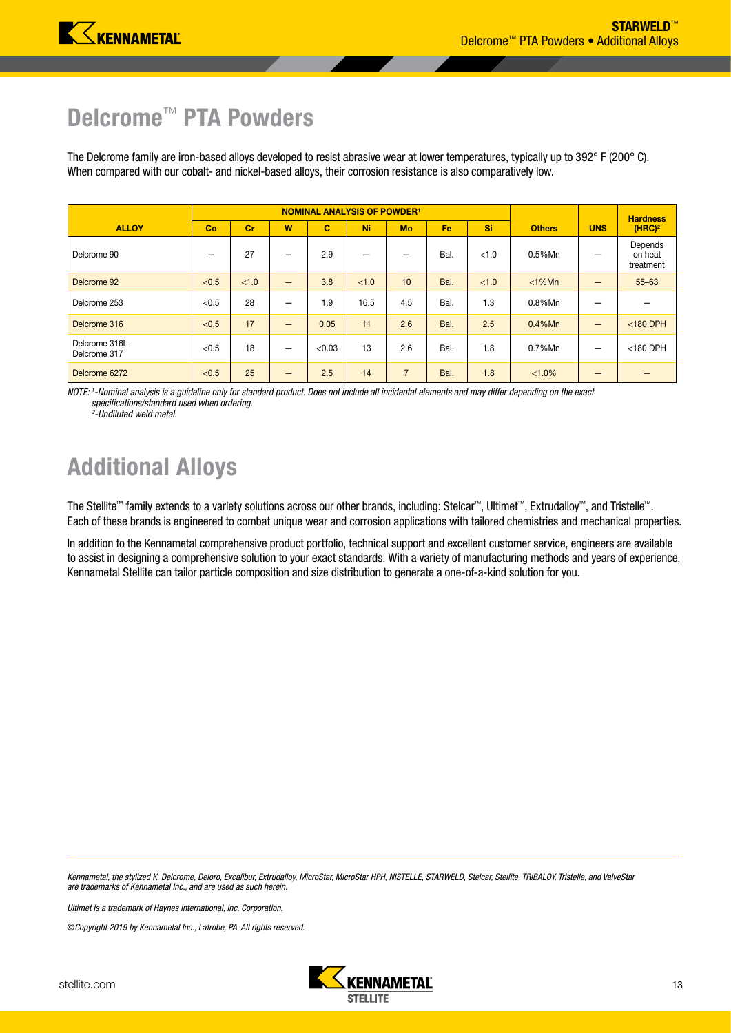# Delcrome™ PTA Powders

The Delcrome family are iron-based alloys developed to resist abrasive wear at lower temperatures, typically up to 392° F (200° C). When compared with our cobalt- and nickel-based alloys, their corrosion resistance is also comparatively low.

| ALLOY | NOMINAL ANALYSIS OF POWDER[1] | | | | | | | | Others | UNS | Hardness (HRC)[2] |
|---|---|---|---|---|---|---|---|---|---|---|---|
| | Co | Cr | W | C | Ni | Mo | Fe | Si | | | |
| Delcrome 90 | — | 27 | — | 2.9 | — | — | Bal. | <1.0 | 0.5%Mn | — | Depends on heat treatment |
| Delcrome 92 | <0.5 | <1.0 | — | 3.8 | <1.0 | 10 | Bal. | <1.0 | <1%Mn | — | 55–63 |
| Delcrome 253 | <0.5 | 28 | — | 1.9 | 16.5 | 4.5 | Bal. | 1.3 | 0.8%Mn | — | — |
| Delcrome 316 | <0.5 | 17 | — | 0.05 | 11 | 2.6 | Bal. | 2.5 | 0.4%Mn | — | <180 DPH |
| Delcrome 316L Delcrome 317 | <0.5 | 18 | — | <0.03 | 13 | 2.6 | Bal. | 1.8 | 0.7%Mn | — | <180 DPH |
| Delcrome 6272 | <0.5 | 25 | — | 2.5 | 14 | 7 | Bal. | 1.8 | <1.0% | — | — |

*NOTE: [1]-Nominal analysis is a guideline only for standard product. Does not include all incidental elements and may differ depending on the exact specifications/standard used when ordering.*
*[2]-Undiluted weld metal.*

# Additional Alloys

The Stellite™ family extends to a variety solutions across our other brands, including: Stelcar™, Ultimet™, Extrudalloy™, and Tristelle™. Each of these brands is engineered to combat unique wear and corrosion applications with tailored chemistries and mechanical properties.

In addition to the Kennametal comprehensive product portfolio, technical support and excellent customer service, engineers are available to assist in designing a comprehensive solution to your exact standards. With a variety of manufacturing methods and years of experience, Kennametal Stellite can tailor particle composition and size distribution to generate a one-of-a-kind solution for you.

*Kennametal, the stylized K, Delcrome, Deloro, Excalibur, Extrudalloy, MicroStar, MicroStar HPH, NISTELLE, STARWELD, Stelcar, Stellite, TRIBALOY, Tristelle, and ValveStar are trademarks of Kennametal Inc., and are used as such herein.*

*Ultimet is a trademark of Haynes International, Inc. Corporation.*

*©Copyright 2019 by Kennametal Inc., Latrobe, PA All rights reserved.*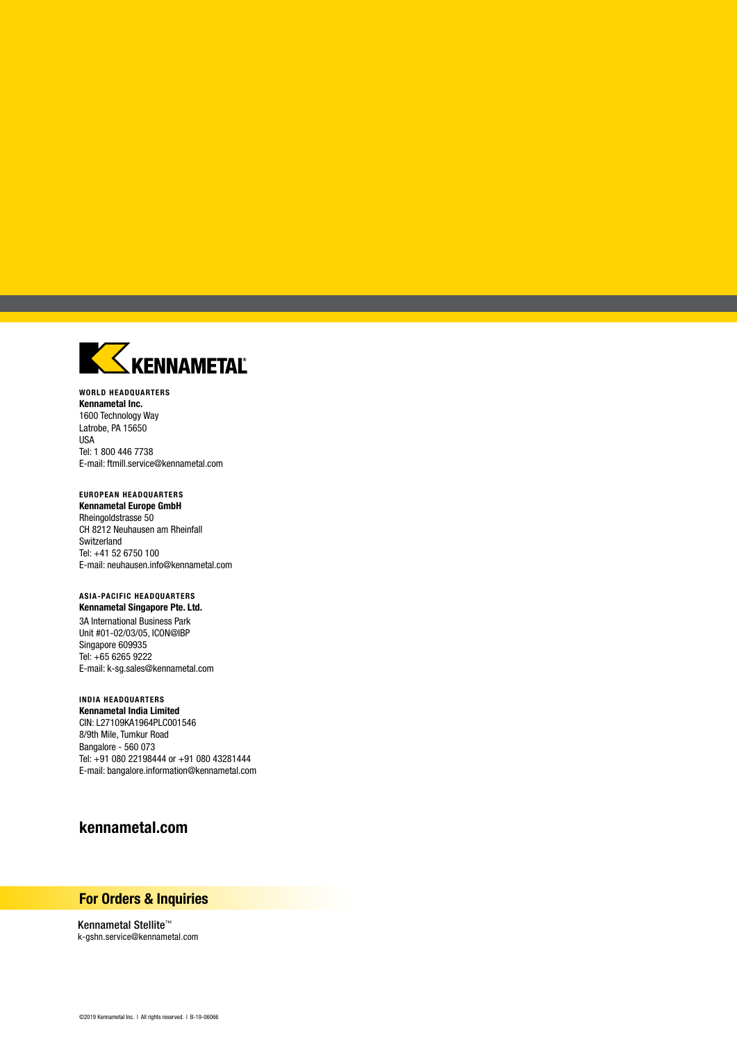KENNAMETAL®

**WORLD HEADQUARTERS**
**Kennametal Inc.**
1600 Technology Way
Latrobe, PA 15650
USA
Tel: 1 800 446 7738
E-mail: ftmill.service@kennametal.com

**EUROPEAN HEADQUARTERS**
**Kennametal Europe GmbH**
Rheingoldstrasse 50
CH 8212 Neuhausen am Rheinfall
Switzerland
Tel: +41 52 6750 100
E-mail: neuhausen.info@kennametal.com

**ASIA-PACIFIC HEADQUARTERS**
**Kennametal Singapore Pte. Ltd.**
3A International Business Park
Unit #01-02/03/05, ICON@IBP
Singapore 609935
Tel: +65 6265 9222
E-mail: k-sg.sales@kennametal.com

**INDIA HEADQUARTERS**
**Kennametal India Limited**
CIN: L27109KA1964PLC001546
8/9th Mile, Tumkur Road
Bangalore - 560 073
Tel: +91 080 22198444 or +91 080 43281444
E-mail: bangalore.information@kennametal.com

## kennametal.com

## For Orders & Inquiries

Kennametal Stellite™
k-gshn.service@kennametal.com

©2019 Kennametal Inc. l All rights reserved. l B-19-06066